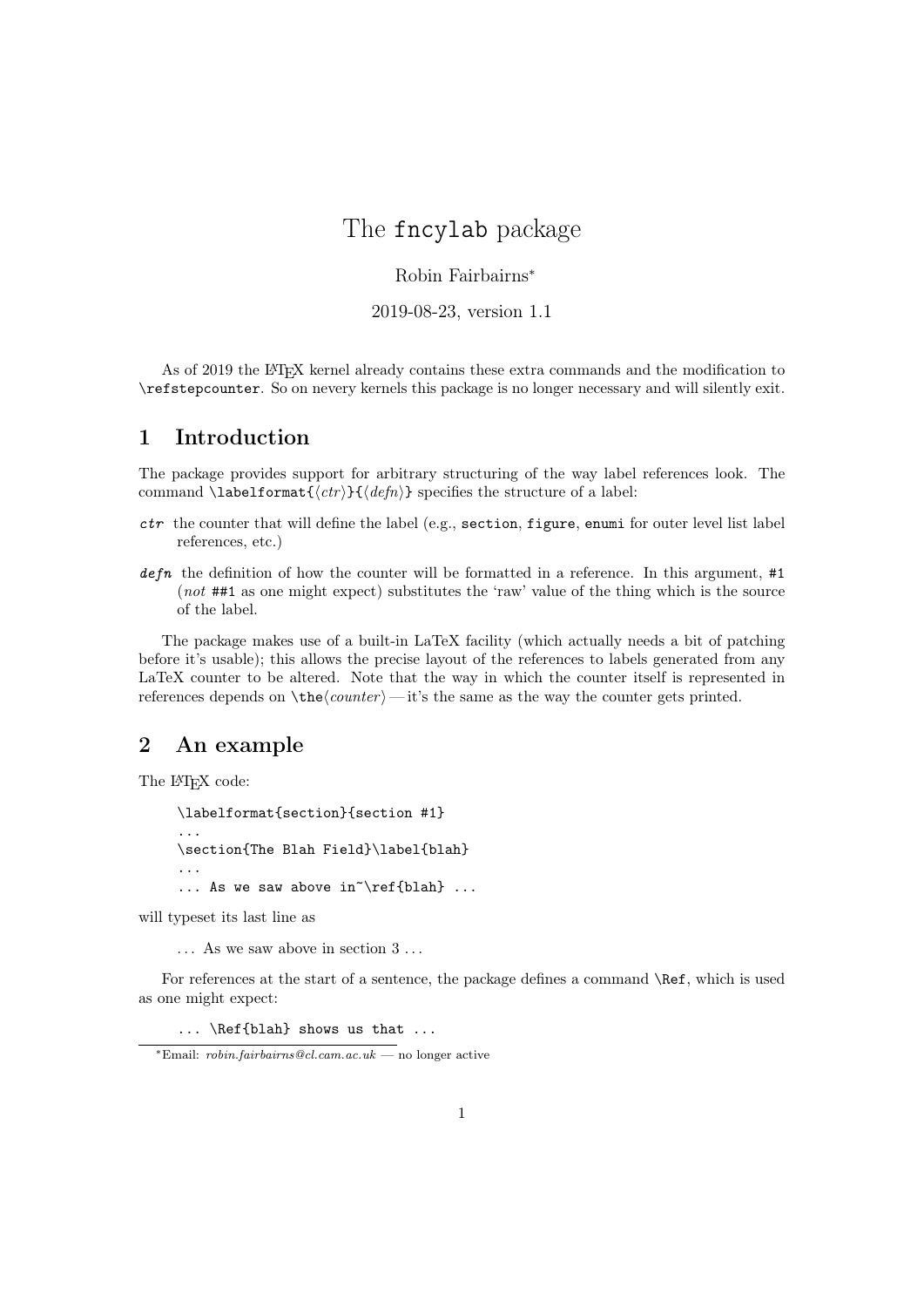# The `fncylab` package

Robin Fairbairns[*]

2019-08-23, version 1.1

As of 2019 the LaTeX kernel already contains these extra commands and the modification to `\refstepcounter`. So on nevery kernels this package is no longer necessary and will silently exit.

## 1 Introduction

The package provides support for arbitrary structuring of the way label references look. The command `\labelformat{⟨ctr⟩}{⟨defn⟩}` specifies the structure of a label:

***ctr*** the counter that will define the label (e.g., `section`, `figure`, `enumi` for outer level list label references, etc.)

***defn*** the definition of how the counter will be formatted in a reference. In this argument, `#1` (*not* `##1` as one might expect) substitutes the 'raw' value of the thing which is the source of the label.

The package makes use of a built-in LaTeX facility (which actually needs a bit of patching before it's usable); this allows the precise layout of the references to labels generated from any LaTeX counter to be altered. Note that the way in which the counter itself is represented in references depends on `\the`⟨*counter*⟩ — it's the same as the way the counter gets printed.

## 2 An example

The LaTeX code:

```
\labelformat{section}{section #1}
...
\section{The Blah Field}\label{blah}
...
... As we saw above in~\ref{blah} ...
```

will typeset its last line as

... As we saw above in section 3 ...

For references at the start of a sentence, the package defines a command `\Ref`, which is used as one might expect:

```
... \Ref{blah} shows us that ...
```

[*] Email: *robin.fairbairns@cl.cam.ac.uk* — no longer active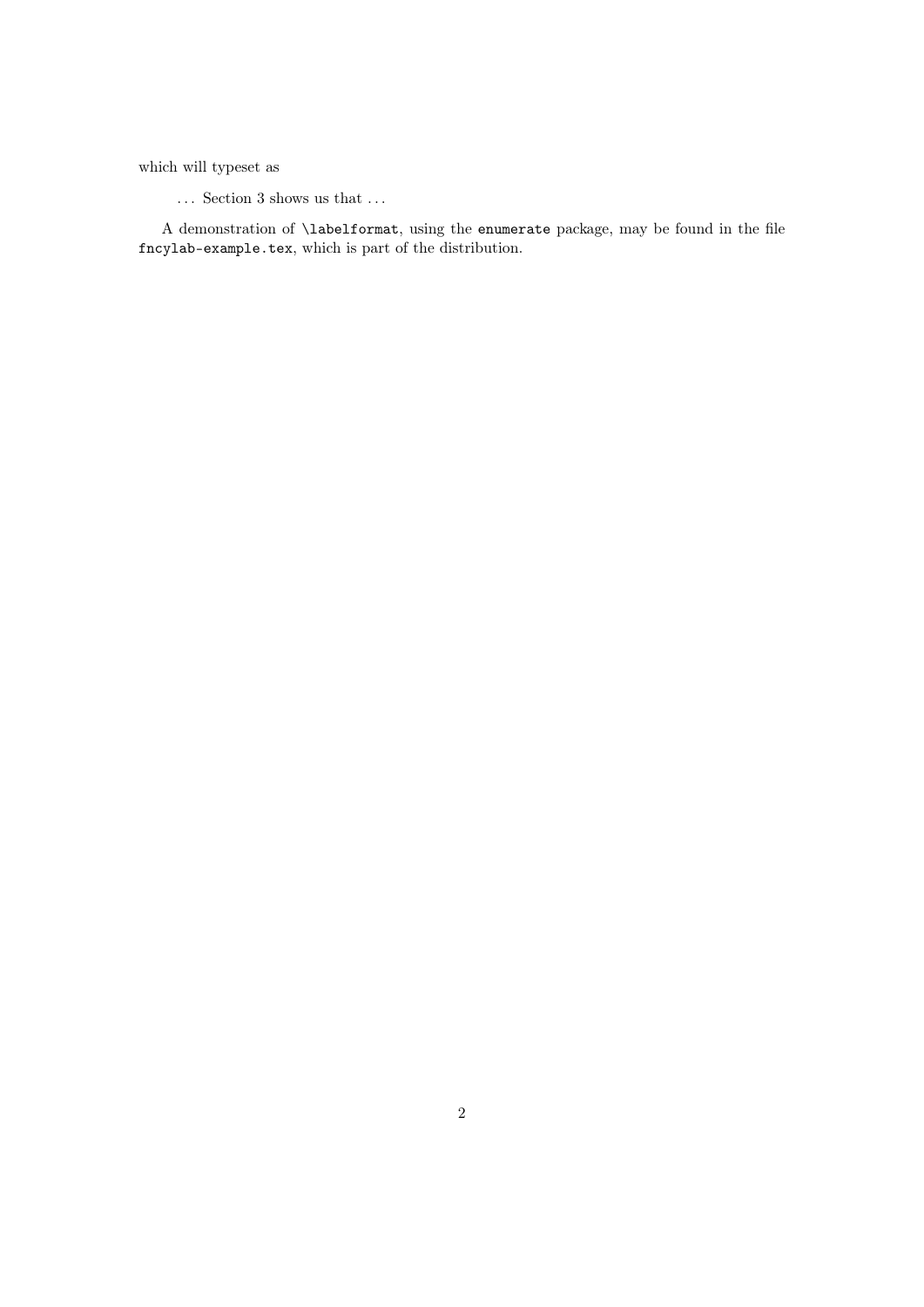which will typeset as

> … Section 3 shows us that …

A demonstration of `\labelformat`, using the `enumerate` package, may be found in the file `fncylab-example.tex`, which is part of the distribution.